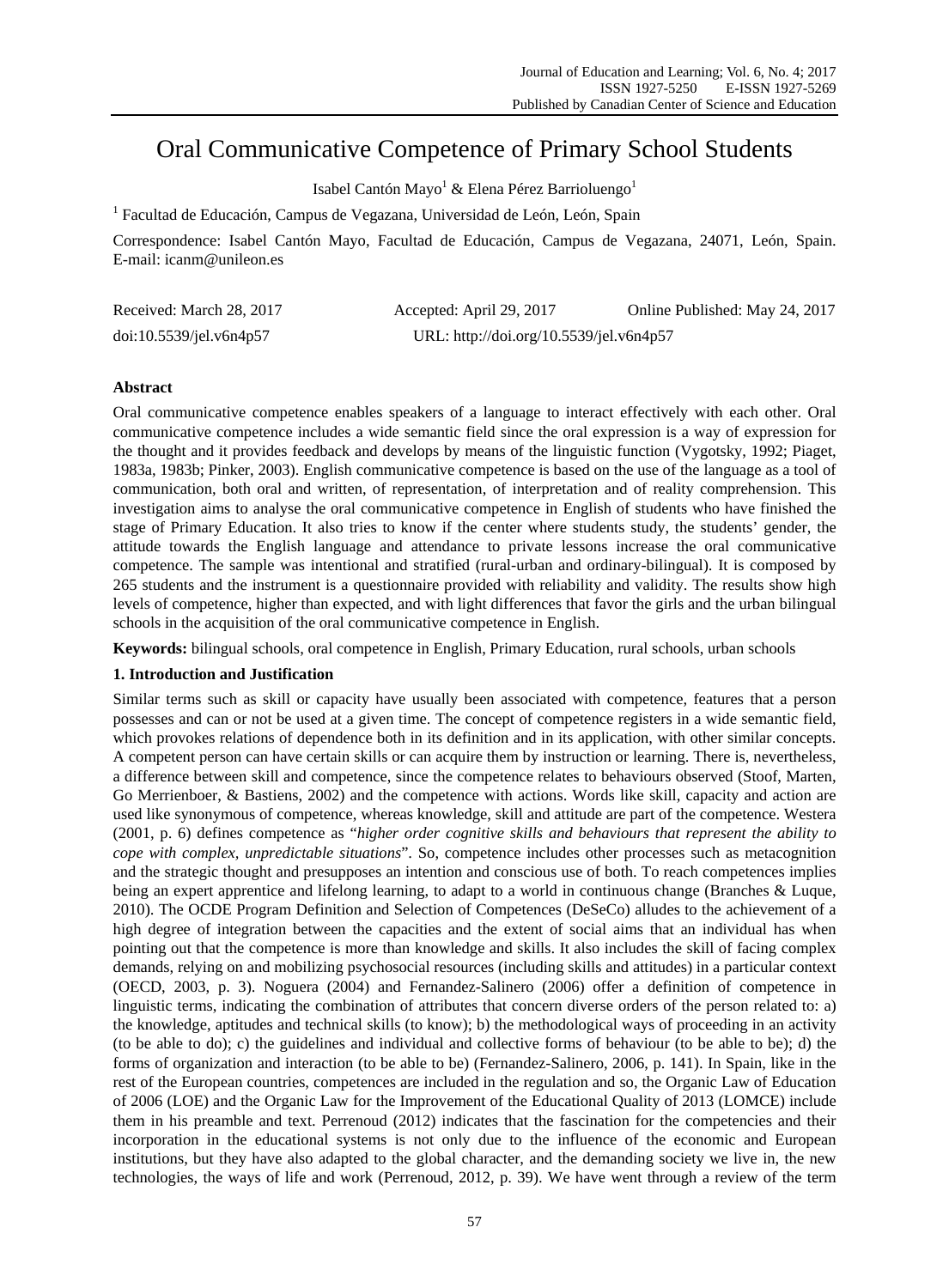# Oral Communicative Competence of Primary School Students

Isabel Cantón Mayo[1] & Elena Pérez Barrioluengo[1]

[1] Facultad de Educación, Campus de Vegazana, Universidad de León, León, Spain

Correspondence: Isabel Cantón Mayo, Facultad de Educación, Campus de Vegazana, 24071, León, Spain. E-mail: icanm@unileon.es

Received: March 28, 2017 Accepted: April 29, 2017 Online Published: May 24, 2017

doi:10.5539/jel.v6n4p57 URL: http://doi.org/10.5539/jel.v6n4p57

## Abstract

Oral communicative competence enables speakers of a language to interact effectively with each other. Oral communicative competence includes a wide semantic field since the oral expression is a way of expression for the thought and it provides feedback and develops by means of the linguistic function (Vygotsky, 1992; Piaget, 1983a, 1983b; Pinker, 2003). English communicative competence is based on the use of the language as a tool of communication, both oral and written, of representation, of interpretation and of reality comprehension. This investigation aims to analyse the oral communicative competence in English of students who have finished the stage of Primary Education. It also tries to know if the center where students study, the students' gender, the attitude towards the English language and attendance to private lessons increase the oral communicative competence. The sample was intentional and stratified (rural-urban and ordinary-bilingual). It is composed by 265 students and the instrument is a questionnaire provided with reliability and validity. The results show high levels of competence, higher than expected, and with light differences that favor the girls and the urban bilingual schools in the acquisition of the oral communicative competence in English.

**Keywords:** bilingual schools, oral competence in English, Primary Education, rural schools, urban schools

## 1. Introduction and Justification

Similar terms such as skill or capacity have usually been associated with competence, features that a person possesses and can or not be used at a given time. The concept of competence registers in a wide semantic field, which provokes relations of dependence both in its definition and in its application, with other similar concepts. A competent person can have certain skills or can acquire them by instruction or learning. There is, nevertheless, a difference between skill and competence, since the competence relates to behaviours observed (Stoof, Marten, Go Merrienboer, & Bastiens, 2002) and the competence with actions. Words like skill, capacity and action are used like synonymous of competence, whereas knowledge, skill and attitude are part of the competence. Westera (2001, p. 6) defines competence as "*higher order cognitive skills and behaviours that represent the ability to cope with complex, unpredictable situations*". So, competence includes other processes such as metacognition and the strategic thought and presupposes an intention and conscious use of both. To reach competences implies being an expert apprentice and lifelong learning, to adapt to a world in continuous change (Branches & Luque, 2010). The OCDE Program Definition and Selection of Competences (DeSeCo) alludes to the achievement of a high degree of integration between the capacities and the extent of social aims that an individual has when pointing out that the competence is more than knowledge and skills. It also includes the skill of facing complex demands, relying on and mobilizing psychosocial resources (including skills and attitudes) in a particular context (OECD, 2003, p. 3). Noguera (2004) and Fernandez-Salinero (2006) offer a definition of competence in linguistic terms, indicating the combination of attributes that concern diverse orders of the person related to: a) the knowledge, aptitudes and technical skills (to know); b) the methodological ways of proceeding in an activity (to be able to do); c) the guidelines and individual and collective forms of behaviour (to be able to be); d) the forms of organization and interaction (to be able to be) (Fernandez-Salinero, 2006, p. 141). In Spain, like in the rest of the European countries, competences are included in the regulation and so, the Organic Law of Education of 2006 (LOE) and the Organic Law for the Improvement of the Educational Quality of 2013 (LOMCE) include them in his preamble and text. Perrenoud (2012) indicates that the fascination for the competencies and their incorporation in the educational systems is not only due to the influence of the economic and European institutions, but they have also adapted to the global character, and the demanding society we live in, the new technologies, the ways of life and work (Perrenoud, 2012, p. 39). We have went through a review of the term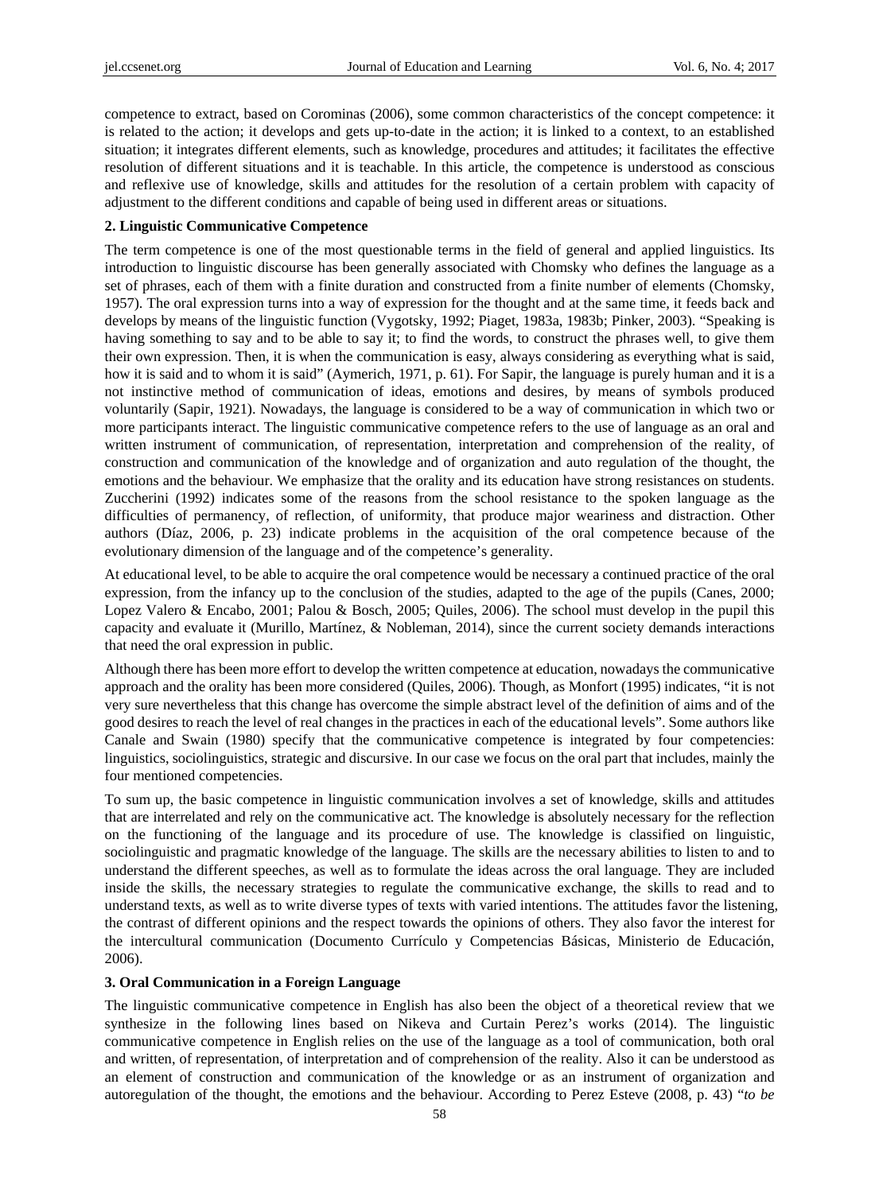competence to extract, based on Corominas (2006), some common characteristics of the concept competence: it is related to the action; it develops and gets up-to-date in the action; it is linked to a context, to an established situation; it integrates different elements, such as knowledge, procedures and attitudes; it facilitates the effective resolution of different situations and it is teachable. In this article, the competence is understood as conscious and reflexive use of knowledge, skills and attitudes for the resolution of a certain problem with capacity of adjustment to the different conditions and capable of being used in different areas or situations.

## 2. Linguistic Communicative Competence

The term competence is one of the most questionable terms in the field of general and applied linguistics. Its introduction to linguistic discourse has been generally associated with Chomsky who defines the language as a set of phrases, each of them with a finite duration and constructed from a finite number of elements (Chomsky, 1957). The oral expression turns into a way of expression for the thought and at the same time, it feeds back and develops by means of the linguistic function (Vygotsky, 1992; Piaget, 1983a, 1983b; Pinker, 2003). "Speaking is having something to say and to be able to say it; to find the words, to construct the phrases well, to give them their own expression. Then, it is when the communication is easy, always considering as everything what is said, how it is said and to whom it is said" (Aymerich, 1971, p. 61). For Sapir, the language is purely human and it is a not instinctive method of communication of ideas, emotions and desires, by means of symbols produced voluntarily (Sapir, 1921). Nowadays, the language is considered to be a way of communication in which two or more participants interact. The linguistic communicative competence refers to the use of language as an oral and written instrument of communication, of representation, interpretation and comprehension of the reality, of construction and communication of the knowledge and of organization and auto regulation of the thought, the emotions and the behaviour. We emphasize that the orality and its education have strong resistances on students. Zuccherini (1992) indicates some of the reasons from the school resistance to the spoken language as the difficulties of permanency, of reflection, of uniformity, that produce major weariness and distraction. Other authors (Díaz, 2006, p. 23) indicate problems in the acquisition of the oral competence because of the evolutionary dimension of the language and of the competence's generality.

At educational level, to be able to acquire the oral competence would be necessary a continued practice of the oral expression, from the infancy up to the conclusion of the studies, adapted to the age of the pupils (Canes, 2000; Lopez Valero & Encabo, 2001; Palou & Bosch, 2005; Quiles, 2006). The school must develop in the pupil this capacity and evaluate it (Murillo, Martínez, & Nobleman, 2014), since the current society demands interactions that need the oral expression in public.

Although there has been more effort to develop the written competence at education, nowadays the communicative approach and the orality has been more considered (Quiles, 2006). Though, as Monfort (1995) indicates, "it is not very sure nevertheless that this change has overcome the simple abstract level of the definition of aims and of the good desires to reach the level of real changes in the practices in each of the educational levels". Some authors like Canale and Swain (1980) specify that the communicative competence is integrated by four competencies: linguistics, sociolinguistics, strategic and discursive. In our case we focus on the oral part that includes, mainly the four mentioned competencies.

To sum up, the basic competence in linguistic communication involves a set of knowledge, skills and attitudes that are interrelated and rely on the communicative act. The knowledge is absolutely necessary for the reflection on the functioning of the language and its procedure of use. The knowledge is classified on linguistic, sociolinguistic and pragmatic knowledge of the language. The skills are the necessary abilities to listen to and to understand the different speeches, as well as to formulate the ideas across the oral language. They are included inside the skills, the necessary strategies to regulate the communicative exchange, the skills to read and to understand texts, as well as to write diverse types of texts with varied intentions. The attitudes favor the listening, the contrast of different opinions and the respect towards the opinions of others. They also favor the interest for the intercultural communication (Documento Currículo y Competencias Básicas, Ministerio de Educación, 2006).

## 3. Oral Communication in a Foreign Language

The linguistic communicative competence in English has also been the object of a theoretical review that we synthesize in the following lines based on Nikeva and Curtain Perez's works (2014). The linguistic communicative competence in English relies on the use of the language as a tool of communication, both oral and written, of representation, of interpretation and of comprehension of the reality. Also it can be understood as an element of construction and communication of the knowledge or as an instrument of organization and autoregulation of the thought, the emotions and the behaviour. According to Perez Esteve (2008, p. 43) "*to be*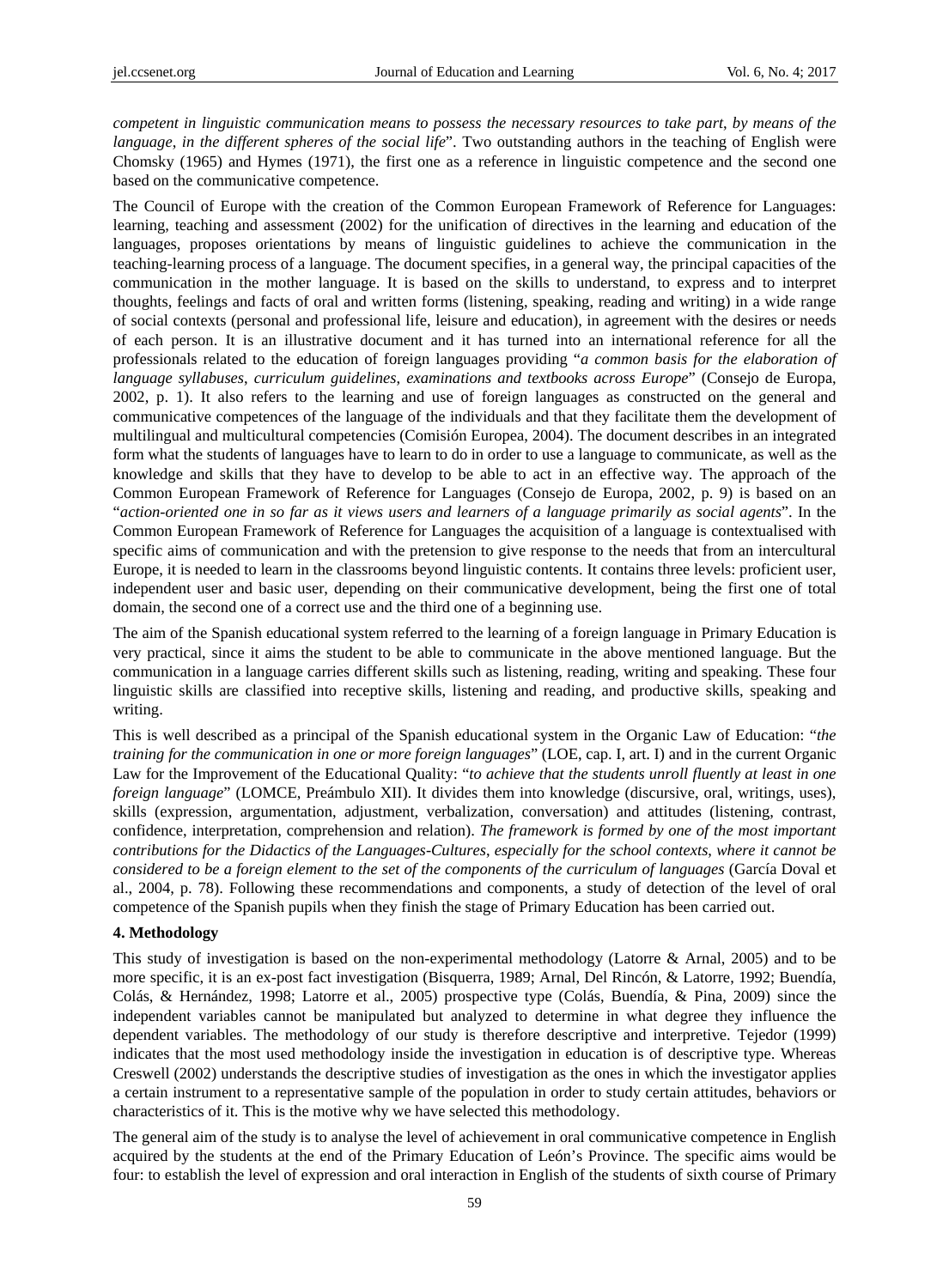*competent in linguistic communication means to possess the necessary resources to take part, by means of the language, in the different spheres of the social life*". Two outstanding authors in the teaching of English were Chomsky (1965) and Hymes (1971), the first one as a reference in linguistic competence and the second one based on the communicative competence.

The Council of Europe with the creation of the Common European Framework of Reference for Languages: learning, teaching and assessment (2002) for the unification of directives in the learning and education of the languages, proposes orientations by means of linguistic guidelines to achieve the communication in the teaching-learning process of a language. The document specifies, in a general way, the principal capacities of the communication in the mother language. It is based on the skills to understand, to express and to interpret thoughts, feelings and facts of oral and written forms (listening, speaking, reading and writing) in a wide range of social contexts (personal and professional life, leisure and education), in agreement with the desires or needs of each person. It is an illustrative document and it has turned into an international reference for all the professionals related to the education of foreign languages providing "*a common basis for the elaboration of language syllabuses, curriculum guidelines, examinations and textbooks across Europe*" (Consejo de Europa, 2002, p. 1). It also refers to the learning and use of foreign languages as constructed on the general and communicative competences of the language of the individuals and that they facilitate them the development of multilingual and multicultural competencies (Comisión Europea, 2004). The document describes in an integrated form what the students of languages have to learn to do in order to use a language to communicate, as well as the knowledge and skills that they have to develop to be able to act in an effective way. The approach of the Common European Framework of Reference for Languages (Consejo de Europa, 2002, p. 9) is based on an "*action-oriented one in so far as it views users and learners of a language primarily as social agents*". In the Common European Framework of Reference for Languages the acquisition of a language is contextualised with specific aims of communication and with the pretension to give response to the needs that from an intercultural Europe, it is needed to learn in the classrooms beyond linguistic contents. It contains three levels: proficient user, independent user and basic user, depending on their communicative development, being the first one of total domain, the second one of a correct use and the third one of a beginning use.

The aim of the Spanish educational system referred to the learning of a foreign language in Primary Education is very practical, since it aims the student to be able to communicate in the above mentioned language. But the communication in a language carries different skills such as listening, reading, writing and speaking. These four linguistic skills are classified into receptive skills, listening and reading, and productive skills, speaking and writing.

This is well described as a principal of the Spanish educational system in the Organic Law of Education: "*the training for the communication in one or more foreign languages*" (LOE, cap. I, art. I) and in the current Organic Law for the Improvement of the Educational Quality: "*to achieve that the students unroll fluently at least in one foreign language*" (LOMCE, Preámbulo XII). It divides them into knowledge (discursive, oral, writings, uses), skills (expression, argumentation, adjustment, verbalization, conversation) and attitudes (listening, contrast, confidence, interpretation, comprehension and relation). *The framework is formed by one of the most important contributions for the Didactics of the Languages-Cultures, especially for the school contexts, where it cannot be considered to be a foreign element to the set of the components of the curriculum of languages* (García Doval et al., 2004, p. 78). Following these recommendations and components, a study of detection of the level of oral competence of the Spanish pupils when they finish the stage of Primary Education has been carried out.

## 4. Methodology

This study of investigation is based on the non-experimental methodology (Latorre & Arnal, 2005) and to be more specific, it is an ex-post fact investigation (Bisquerra, 1989; Arnal, Del Rincón, & Latorre, 1992; Buendía, Colás, & Hernández, 1998; Latorre et al., 2005) prospective type (Colás, Buendía, & Pina, 2009) since the independent variables cannot be manipulated but analyzed to determine in what degree they influence the dependent variables. The methodology of our study is therefore descriptive and interpretive. Tejedor (1999) indicates that the most used methodology inside the investigation in education is of descriptive type. Whereas Creswell (2002) understands the descriptive studies of investigation as the ones in which the investigator applies a certain instrument to a representative sample of the population in order to study certain attitudes, behaviors or characteristics of it. This is the motive why we have selected this methodology.

The general aim of the study is to analyse the level of achievement in oral communicative competence in English acquired by the students at the end of the Primary Education of León's Province. The specific aims would be four: to establish the level of expression and oral interaction in English of the students of sixth course of Primary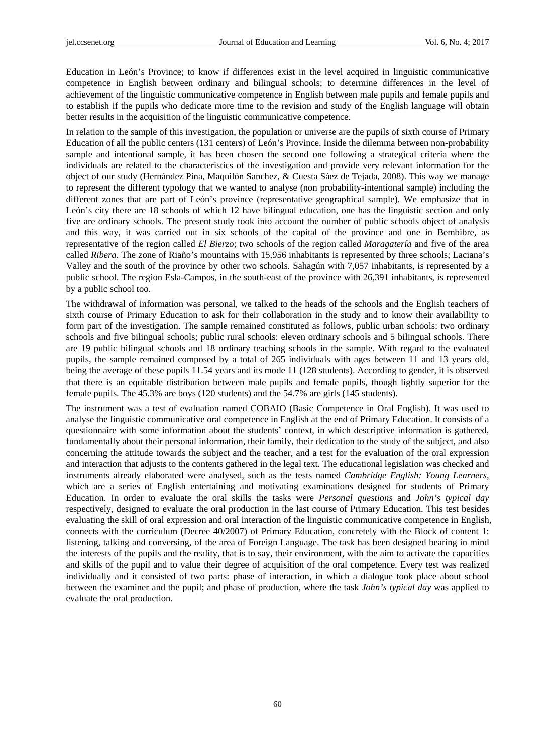Education in León's Province; to know if differences exist in the level acquired in linguistic communicative competence in English between ordinary and bilingual schools; to determine differences in the level of achievement of the linguistic communicative competence in English between male pupils and female pupils and to establish if the pupils who dedicate more time to the revision and study of the English language will obtain better results in the acquisition of the linguistic communicative competence.

In relation to the sample of this investigation, the population or universe are the pupils of sixth course of Primary Education of all the public centers (131 centers) of León's Province. Inside the dilemma between non-probability sample and intentional sample, it has been chosen the second one following a strategical criteria where the individuals are related to the characteristics of the investigation and provide very relevant information for the object of our study (Hernández Pina, Maquilón Sanchez, & Cuesta Sáez de Tejada, 2008). This way we manage to represent the different typology that we wanted to analyse (non probability-intentional sample) including the different zones that are part of León's province (representative geographical sample). We emphasize that in León's city there are 18 schools of which 12 have bilingual education, one has the linguistic section and only five are ordinary schools. The present study took into account the number of public schools object of analysis and this way, it was carried out in six schools of the capital of the province and one in Bembibre, as representative of the region called *El Bierzo*; two schools of the region called *Maragatería* and five of the area called *Ribera*. The zone of Riaño's mountains with 15,956 inhabitants is represented by three schools; Laciana's Valley and the south of the province by other two schools. Sahagún with 7,057 inhabitants, is represented by a public school. The region Esla-Campos, in the south-east of the province with 26,391 inhabitants, is represented by a public school too.

The withdrawal of information was personal, we talked to the heads of the schools and the English teachers of sixth course of Primary Education to ask for their collaboration in the study and to know their availability to form part of the investigation. The sample remained constituted as follows, public urban schools: two ordinary schools and five bilingual schools; public rural schools: eleven ordinary schools and 5 bilingual schools. There are 19 public bilingual schools and 18 ordinary teaching schools in the sample. With regard to the evaluated pupils, the sample remained composed by a total of 265 individuals with ages between 11 and 13 years old, being the average of these pupils 11.54 years and its mode 11 (128 students). According to gender, it is observed that there is an equitable distribution between male pupils and female pupils, though lightly superior for the female pupils. The 45.3% are boys (120 students) and the 54.7% are girls (145 students).

The instrument was a test of evaluation named COBAIO (Basic Competence in Oral English). It was used to analyse the linguistic communicative oral competence in English at the end of Primary Education. It consists of a questionnaire with some information about the students' context, in which descriptive information is gathered, fundamentally about their personal information, their family, their dedication to the study of the subject, and also concerning the attitude towards the subject and the teacher, and a test for the evaluation of the oral expression and interaction that adjusts to the contents gathered in the legal text. The educational legislation was checked and instruments already elaborated were analysed, such as the tests named *Cambridge English: Young Learners*, which are a series of English entertaining and motivating examinations designed for students of Primary Education. In order to evaluate the oral skills the tasks were *Personal questions* and *John's typical day* respectively, designed to evaluate the oral production in the last course of Primary Education. This test besides evaluating the skill of oral expression and oral interaction of the linguistic communicative competence in English, connects with the curriculum (Decree 40/2007) of Primary Education, concretely with the Block of content 1: listening, talking and conversing, of the area of Foreign Language. The task has been designed bearing in mind the interests of the pupils and the reality, that is to say, their environment, with the aim to activate the capacities and skills of the pupil and to value their degree of acquisition of the oral competence. Every test was realized individually and it consisted of two parts: phase of interaction, in which a dialogue took place about school between the examiner and the pupil; and phase of production, where the task *John's typical day* was applied to evaluate the oral production.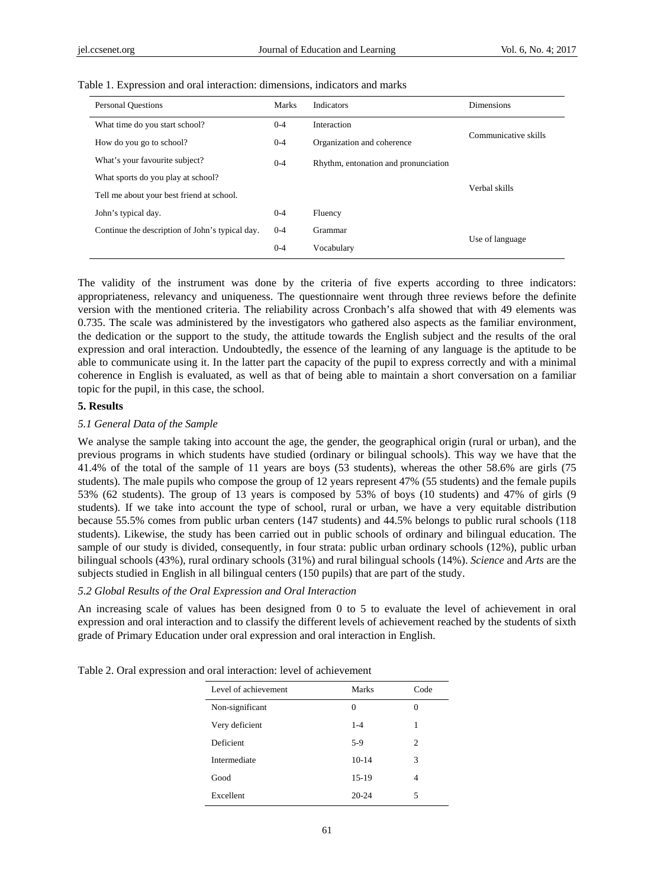Table 1. Expression and oral interaction: dimensions, indicators and marks

| Personal Questions | Marks | Indicators | Dimensions |
|---|---|---|---|
| What time do you start school? | 0-4 | Interaction | Communicative skills |
| How do you go to school? | 0-4 | Organization and coherence | |
| What's your favourite subject? | 0-4 | Rhythm, entonation and pronunciation | Verbal skills |
| What sports do you play at school? | | | |
| Tell me about your best friend at school. | | | |
| John's typical day. | 0-4 | Fluency | |
| Continue the description of John's typical day. | 0-4 | Grammar | Use of language |
| | 0-4 | Vocabulary | |

The validity of the instrument was done by the criteria of five experts according to three indicators: appropriateness, relevancy and uniqueness. The questionnaire went through three reviews before the definite version with the mentioned criteria. The reliability across Cronbach's alfa showed that with 49 elements was 0.735. The scale was administered by the investigators who gathered also aspects as the familiar environment, the dedication or the support to the study, the attitude towards the English subject and the results of the oral expression and oral interaction. Undoubtedly, the essence of the learning of any language is the aptitude to be able to communicate using it. In the latter part the capacity of the pupil to express correctly and with a minimal coherence in English is evaluated, as well as that of being able to maintain a short conversation on a familiar topic for the pupil, in this case, the school.

## 5. Results

### *5.1 General Data of the Sample*

We analyse the sample taking into account the age, the gender, the geographical origin (rural or urban), and the previous programs in which students have studied (ordinary or bilingual schools). This way we have that the 41.4% of the total of the sample of 11 years are boys (53 students), whereas the other 58.6% are girls (75 students). The male pupils who compose the group of 12 years represent 47% (55 students) and the female pupils 53% (62 students). The group of 13 years is composed by 53% of boys (10 students) and 47% of girls (9 students). If we take into account the type of school, rural or urban, we have a very equitable distribution because 55.5% comes from public urban centers (147 students) and 44.5% belongs to public rural schools (118 students). Likewise, the study has been carried out in public schools of ordinary and bilingual education. The sample of our study is divided, consequently, in four strata: public urban ordinary schools (12%), public urban bilingual schools (43%), rural ordinary schools (31%) and rural bilingual schools (14%). *Science* and *Arts* are the subjects studied in English in all bilingual centers (150 pupils) that are part of the study.

### *5.2 Global Results of the Oral Expression and Oral Interaction*

An increasing scale of values has been designed from 0 to 5 to evaluate the level of achievement in oral expression and oral interaction and to classify the different levels of achievement reached by the students of sixth grade of Primary Education under oral expression and oral interaction in English.

Table 2. Oral expression and oral interaction: level of achievement

| Level of achievement | Marks | Code |
|---|---|---|
| Non-significant | 0 | 0 |
| Very deficient | 1-4 | 1 |
| Deficient | 5-9 | 2 |
| Intermediate | 10-14 | 3 |
| Good | 15-19 | 4 |
| Excellent | 20-24 | 5 |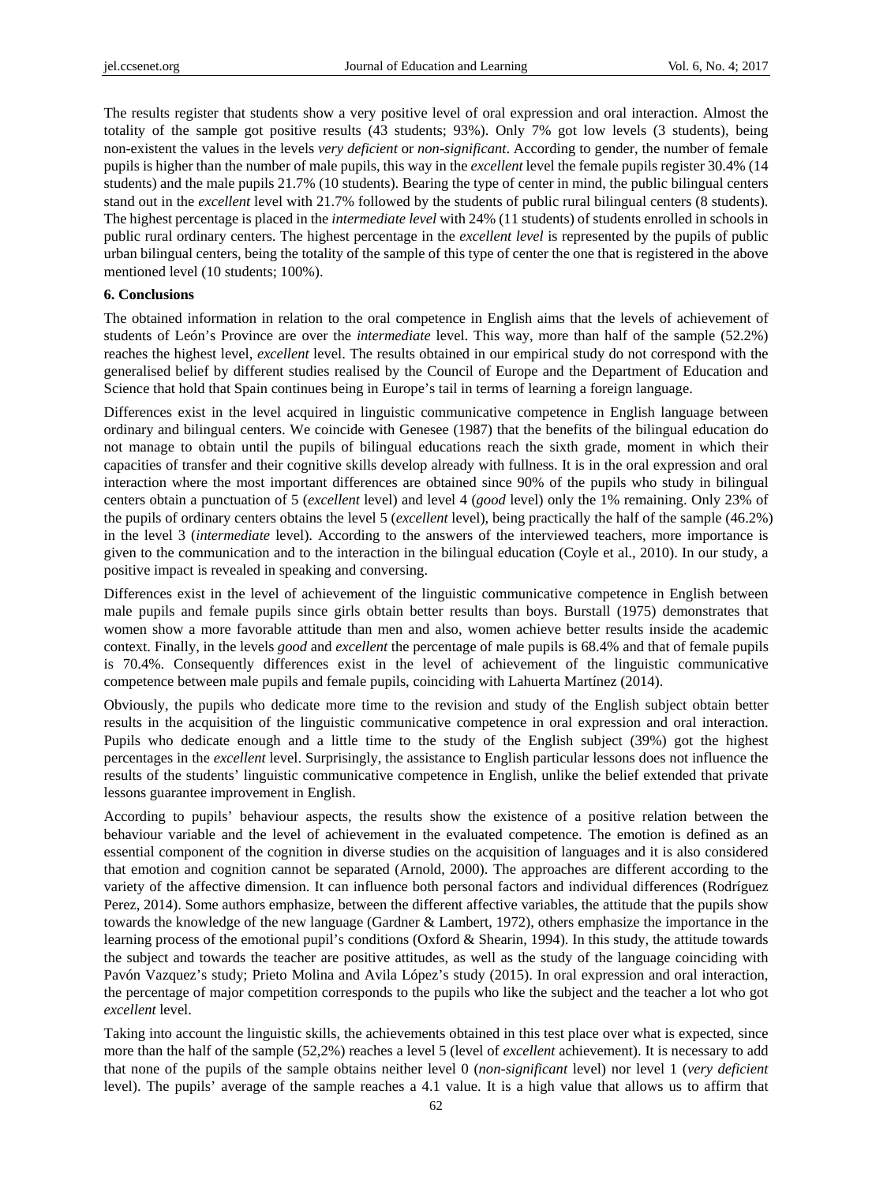The results register that students show a very positive level of oral expression and oral interaction. Almost the totality of the sample got positive results (43 students; 93%). Only 7% got low levels (3 students), being non-existent the values in the levels *very deficient* or *non-significant*. According to gender, the number of female pupils is higher than the number of male pupils, this way in the *excellent* level the female pupils register 30.4% (14 students) and the male pupils 21.7% (10 students). Bearing the type of center in mind, the public bilingual centers stand out in the *excellent* level with 21.7% followed by the students of public rural bilingual centers (8 students). The highest percentage is placed in the *intermediate level* with 24% (11 students) of students enrolled in schools in public rural ordinary centers. The highest percentage in the *excellent level* is represented by the pupils of public urban bilingual centers, being the totality of the sample of this type of center the one that is registered in the above mentioned level (10 students; 100%).

**6. Conclusions**

The obtained information in relation to the oral competence in English aims that the levels of achievement of students of León's Province are over the *intermediate* level. This way, more than half of the sample (52.2%) reaches the highest level, *excellent* level. The results obtained in our empirical study do not correspond with the generalised belief by different studies realised by the Council of Europe and the Department of Education and Science that hold that Spain continues being in Europe's tail in terms of learning a foreign language.

Differences exist in the level acquired in linguistic communicative competence in English language between ordinary and bilingual centers. We coincide with Genesee (1987) that the benefits of the bilingual education do not manage to obtain until the pupils of bilingual educations reach the sixth grade, moment in which their capacities of transfer and their cognitive skills develop already with fullness. It is in the oral expression and oral interaction where the most important differences are obtained since 90% of the pupils who study in bilingual centers obtain a punctuation of 5 (*excellent* level) and level 4 (*good* level) only the 1% remaining. Only 23% of the pupils of ordinary centers obtains the level 5 (*excellent* level), being practically the half of the sample (46.2%) in the level 3 (*intermediate* level). According to the answers of the interviewed teachers, more importance is given to the communication and to the interaction in the bilingual education (Coyle et al., 2010). In our study, a positive impact is revealed in speaking and conversing.

Differences exist in the level of achievement of the linguistic communicative competence in English between male pupils and female pupils since girls obtain better results than boys. Burstall (1975) demonstrates that women show a more favorable attitude than men and also, women achieve better results inside the academic context. Finally, in the levels *good* and *excellent* the percentage of male pupils is 68.4% and that of female pupils is 70.4%. Consequently differences exist in the level of achievement of the linguistic communicative competence between male pupils and female pupils, coinciding with Lahuerta Martínez (2014).

Obviously, the pupils who dedicate more time to the revision and study of the English subject obtain better results in the acquisition of the linguistic communicative competence in oral expression and oral interaction. Pupils who dedicate enough and a little time to the study of the English subject (39%) got the highest percentages in the *excellent* level. Surprisingly, the assistance to English particular lessons does not influence the results of the students' linguistic communicative competence in English, unlike the belief extended that private lessons guarantee improvement in English.

According to pupils' behaviour aspects, the results show the existence of a positive relation between the behaviour variable and the level of achievement in the evaluated competence. The emotion is defined as an essential component of the cognition in diverse studies on the acquisition of languages and it is also considered that emotion and cognition cannot be separated (Arnold, 2000). The approaches are different according to the variety of the affective dimension. It can influence both personal factors and individual differences (Rodríguez Perez, 2014). Some authors emphasize, between the different affective variables, the attitude that the pupils show towards the knowledge of the new language (Gardner & Lambert, 1972), others emphasize the importance in the learning process of the emotional pupil's conditions (Oxford & Shearin, 1994). In this study, the attitude towards the subject and towards the teacher are positive attitudes, as well as the study of the language coinciding with Pavón Vazquez's study; Prieto Molina and Avila López's study (2015). In oral expression and oral interaction, the percentage of major competition corresponds to the pupils who like the subject and the teacher a lot who got *excellent* level.

Taking into account the linguistic skills, the achievements obtained in this test place over what is expected, since more than the half of the sample (52,2%) reaches a level 5 (level of *excellent* achievement). It is necessary to add that none of the pupils of the sample obtains neither level 0 (*non-significant* level) nor level 1 (*very deficient* level). The pupils' average of the sample reaches a 4.1 value. It is a high value that allows us to affirm that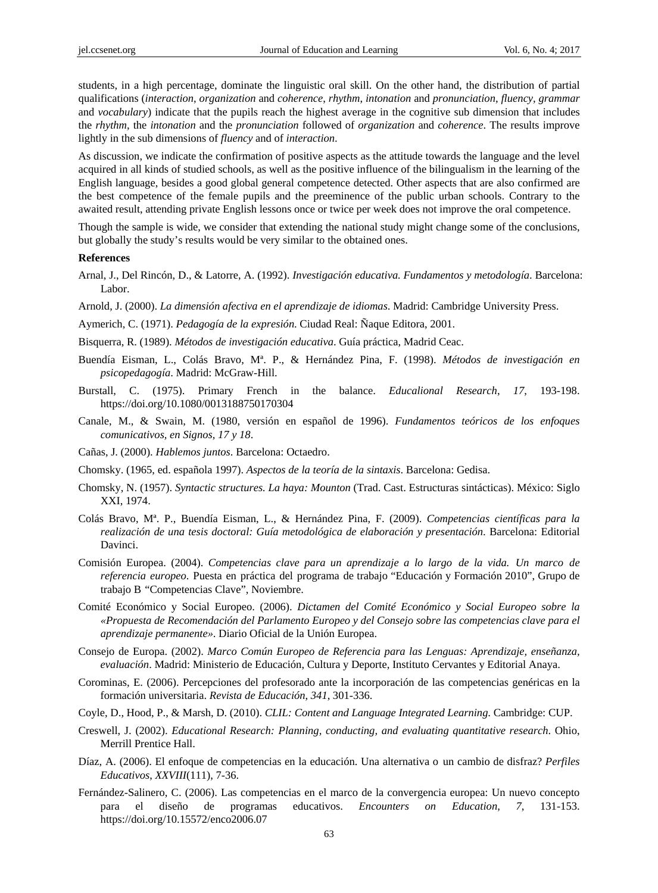students, in a high percentage, dominate the linguistic oral skill. On the other hand, the distribution of partial qualifications (*interaction*, *organization* and *coherence*, *rhythm*, *intonation* and *pronunciation*, *fluency*, *grammar* and *vocabulary*) indicate that the pupils reach the highest average in the cognitive sub dimension that includes the *rhythm*, the *intonation* and the *pronunciation* followed of *organization* and *coherence*. The results improve lightly in the sub dimensions of *fluency* and of *interaction*.

As discussion, we indicate the confirmation of positive aspects as the attitude towards the language and the level acquired in all kinds of studied schools, as well as the positive influence of the bilingualism in the learning of the English language, besides a good global general competence detected. Other aspects that are also confirmed are the best competence of the female pupils and the preeminence of the public urban schools. Contrary to the awaited result, attending private English lessons once or twice per week does not improve the oral competence.

Though the sample is wide, we consider that extending the national study might change some of the conclusions, but globally the study's results would be very similar to the obtained ones.

## References

Arnal, J., Del Rincón, D., & Latorre, A. (1992). *Investigación educativa. Fundamentos y metodología*. Barcelona: Labor.

Arnold, J. (2000). *La dimensión afectiva en el aprendizaje de idiomas*. Madrid: Cambridge University Press.

Aymerich, C. (1971). *Pedagogía de la expresión.* Ciudad Real: Ñaque Editora, 2001.

Bisquerra, R. (1989). *Métodos de investigación educativa*. Guía práctica, Madrid Ceac.

Buendía Eisman, L., Colás Bravo, Mª. P., & Hernández Pina, F. (1998). *Métodos de investigación en psicopedagogía*. Madrid: McGraw-Hill.

Burstall, C. (1975). Primary French in the balance. *Educalional Research*, *17*, 193-198. https://doi.org/10.1080/0013188750170304

Canale, M., & Swain, M. (1980, versión en español de 1996). *Fundamentos teóricos de los enfoques comunicativos, en Signos, 17 y 18*.

Cañas, J. (2000). *Hablemos juntos*. Barcelona: Octaedro.

Chomsky. (1965, ed. española 1997). *Aspectos de la teoría de la sintaxis*. Barcelona: Gedisa.

Chomsky, N. (1957). *Syntactic structures. La haya: Mounton* (Trad. Cast. Estructuras sintácticas). México: Siglo XXI, 1974.

Colás Bravo, Mª. P., Buendía Eisman, L., & Hernández Pina, F. (2009). *Competencias científicas para la realización de una tesis doctoral: Guía metodológica de elaboración y presentación*. Barcelona: Editorial Davinci.

Comisión Europea. (2004). *Competencias clave para un aprendizaje a lo largo de la vida. Un marco de referencia europeo*. Puesta en práctica del programa de trabajo "Educación y Formación 2010", Grupo de trabajo B "Competencias Clave", Noviembre.

Comité Económico y Social Europeo. (2006). *Dictamen del Comité Económico y Social Europeo sobre la «Propuesta de Recomendación del Parlamento Europeo y del Consejo sobre las competencias clave para el aprendizaje permanente»*. Diario Oficial de la Unión Europea.

Consejo de Europa. (2002). *Marco Común Europeo de Referencia para las Lenguas: Aprendizaje, enseñanza, evaluación*. Madrid: Ministerio de Educación, Cultura y Deporte, Instituto Cervantes y Editorial Anaya.

Corominas, E. (2006). Percepciones del profesorado ante la incorporación de las competencias genéricas en la formación universitaria. *Revista de Educación*, *341*, 301-336.

Coyle, D., Hood, P., & Marsh, D. (2010). *CLIL: Content and Language Integrated Learning*. Cambridge: CUP.

Creswell, J. (2002). *Educational Research: Planning, conducting, and evaluating quantitative research*. Ohio, Merrill Prentice Hall.

Díaz, A. (2006). El enfoque de competencias en la educación. Una alternativa o un cambio de disfraz? *Perfiles Educativos*, *XXVIII*(111), 7-36.

Fernández-Salinero, C. (2006). Las competencias en el marco de la convergencia europea: Un nuevo concepto para el diseño de programas educativos. *Encounters on Education*, *7*, 131-153. https://doi.org/10.15572/enco2006.07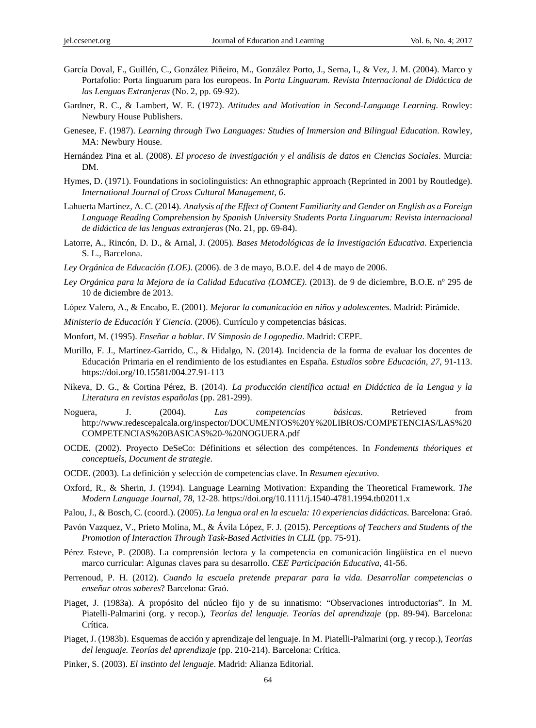García Doval, F., Guillén, C., González Piñeiro, M., González Porto, J., Serna, I., & Vez, J. M. (2004). Marco y Portafolio: Porta linguarum para los europeos. In *Porta Linguarum. Revista Internacional de Didáctica de las Lenguas Extranjeras* (No. 2, pp. 69-92).

Gardner, R. C., & Lambert, W. E. (1972). *Attitudes and Motivation in Second-Language Learning*. Rowley: Newbury House Publishers.

Genesee, F. (1987). *Learning through Two Languages: Studies of Immersion and Bilingual Education*. Rowley, MA: Newbury House.

Hernández Pina et al. (2008). *El proceso de investigación y el análisis de datos en Ciencias Sociales*. Murcia: DM.

Hymes, D. (1971). Foundations in sociolinguistics: An ethnographic approach (Reprinted in 2001 by Routledge). *International Journal of Cross Cultural Management*, *6*.

Lahuerta Martínez, A. C. (2014). *Analysis of the Effect of Content Familiarity and Gender on English as a Foreign Language Reading Comprehension by Spanish University Students Porta Linguarum: Revista internacional de didáctica de las lenguas extranjeras* (No. 21, pp. 69-84).

Latorre, A., Rincón, D. D., & Arnal, J. (2005). *Bases Metodológicas de la Investigación Educativa*. Experiencia S. L., Barcelona.

*Ley Orgánica de Educación (LOE)*. (2006). de 3 de mayo, B.O.E. del 4 de mayo de 2006.

*Ley Orgánica para la Mejora de la Calidad Educativa (LOMCE)*. (2013). de 9 de diciembre, B.O.E. nº 295 de 10 de diciembre de 2013.

López Valero, A., & Encabo, E. (2001). *Mejorar la comunicación en niños y adolescentes*. Madrid: Pirámide.

*Ministerio de Educación Y Ciencia*. (2006). Currículo y competencias básicas.

Monfort, M. (1995). *Enseñar a hablar. IV Simposio de Logopedia*. Madrid: CEPE.

Murillo, F. J., Martínez-Garrido, C., & Hidalgo, N. (2014). Incidencia de la forma de evaluar los docentes de Educación Primaria en el rendimiento de los estudiantes en España. *Estudios sobre Educación*, *27*, 91-113. https://doi.org/10.15581/004.27.91-113

Nikeva, D. G., & Cortina Pérez, B. (2014). *La producción científica actual en Didáctica de la Lengua y la Literatura en revistas españolas* (pp. 281-299).

Noguera, J. (2004). *Las competencias básicas*. Retrieved from http://www.redescepalcala.org/inspector/DOCUMENTOS%20Y%20LIBROS/COMPETENCIAS/LAS%20COMPETENCIAS%20BASICAS%20-%20NOGUERA.pdf

OCDE. (2002). Proyecto DeSeCo: Définitions et sélection des compétences. In *Fondements théoriques et conceptuels, Document de strategie*.

OCDE. (2003). La definición y selección de competencias clave. In *Resumen ejecutivo*.

Oxford, R., & Sherin, J. (1994). Language Learning Motivation: Expanding the Theoretical Framework. *The Modern Language Journal*, *78*, 12-28. https://doi.org/10.1111/j.1540-4781.1994.tb02011.x

Palou, J., & Bosch, C. (coord.). (2005). *La lengua oral en la escuela: 10 experiencias didácticas*. Barcelona: Graó.

Pavón Vazquez, V., Prieto Molina, M., & Ávila López, F. J. (2015). *Perceptions of Teachers and Students of the Promotion of Interaction Through Task-Based Activities in CLIL* (pp. 75-91).

Pérez Esteve, P. (2008). La comprensión lectora y la competencia en comunicación lingüística en el nuevo marco curricular: Algunas claves para su desarrollo. *CEE Participación Educativa*, 41-56.

Perrenoud, P. H. (2012). *Cuando la escuela pretende preparar para la vida. Desarrollar competencias o enseñar otros saberes*? Barcelona: Graó.

Piaget, J. (1983a). A propósito del núcleo fijo y de su innatismo: "Observaciones introductorias". In M. Piatelli-Palmarini (org. y recop.), *Teorías del lenguaje. Teorías del aprendizaje* (pp. 89-94). Barcelona: Crítica.

Piaget, J. (1983b). Esquemas de acción y aprendizaje del lenguaje. In M. Piatelli-Palmarini (org. y recop.), *Teorías del lenguaje. Teorías del aprendizaje* (pp. 210-214). Barcelona: Crítica.

Pinker, S. (2003). *El instinto del lenguaje*. Madrid: Alianza Editorial.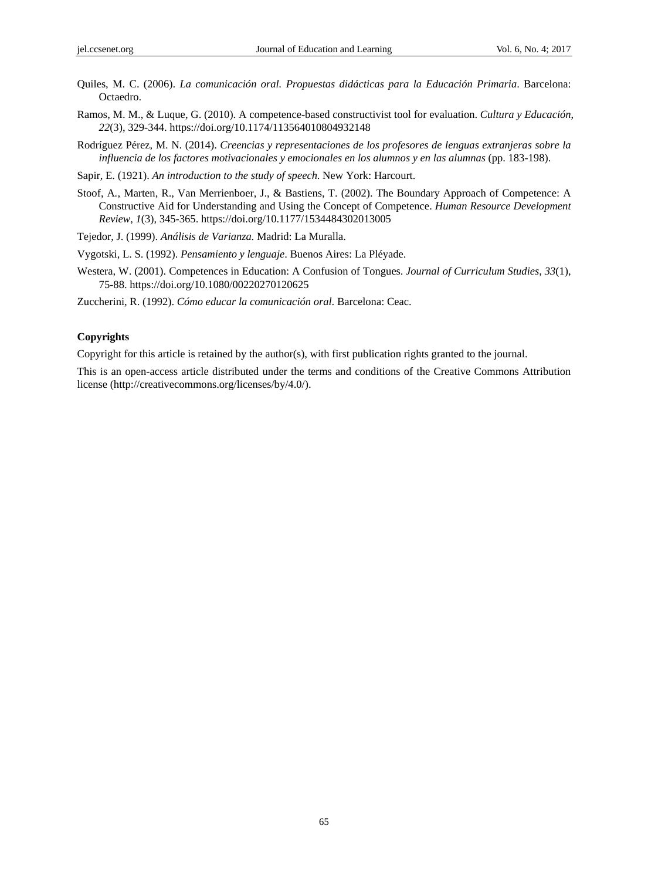Quiles, M. C. (2006). *La comunicación oral. Propuestas didácticas para la Educación Primaria*. Barcelona: Octaedro.

Ramos, M. M., & Luque, G. (2010). A competence-based constructivist tool for evaluation. *Cultura y Educación*, *22*(3), 329-344. https://doi.org/10.1174/113564010804932148

Rodríguez Pérez, M. N. (2014). *Creencias y representaciones de los profesores de lenguas extranjeras sobre la influencia de los factores motivacionales y emocionales en los alumnos y en las alumnas* (pp. 183-198).

Sapir, E. (1921). *An introduction to the study of speech*. New York: Harcourt.

Stoof, A., Marten, R., Van Merrienboer, J., & Bastiens, T. (2002). The Boundary Approach of Competence: A Constructive Aid for Understanding and Using the Concept of Competence. *Human Resource Development Review*, *1*(3), 345-365. https://doi.org/10.1177/1534484302013005

Tejedor, J. (1999). *Análisis de Varianza*. Madrid: La Muralla.

Vygotski, L. S. (1992). *Pensamiento y lenguaje*. Buenos Aires: La Pléyade.

Westera, W. (2001). Competences in Education: A Confusion of Tongues. *Journal of Curriculum Studies*, *33*(1), 75-88. https://doi.org/10.1080/00220270120625

Zuccherini, R. (1992). *Cómo educar la comunicación oral*. Barcelona: Ceac.

**Copyrights**

Copyright for this article is retained by the author(s), with first publication rights granted to the journal.

This is an open-access article distributed under the terms and conditions of the Creative Commons Attribution license (http://creativecommons.org/licenses/by/4.0/).